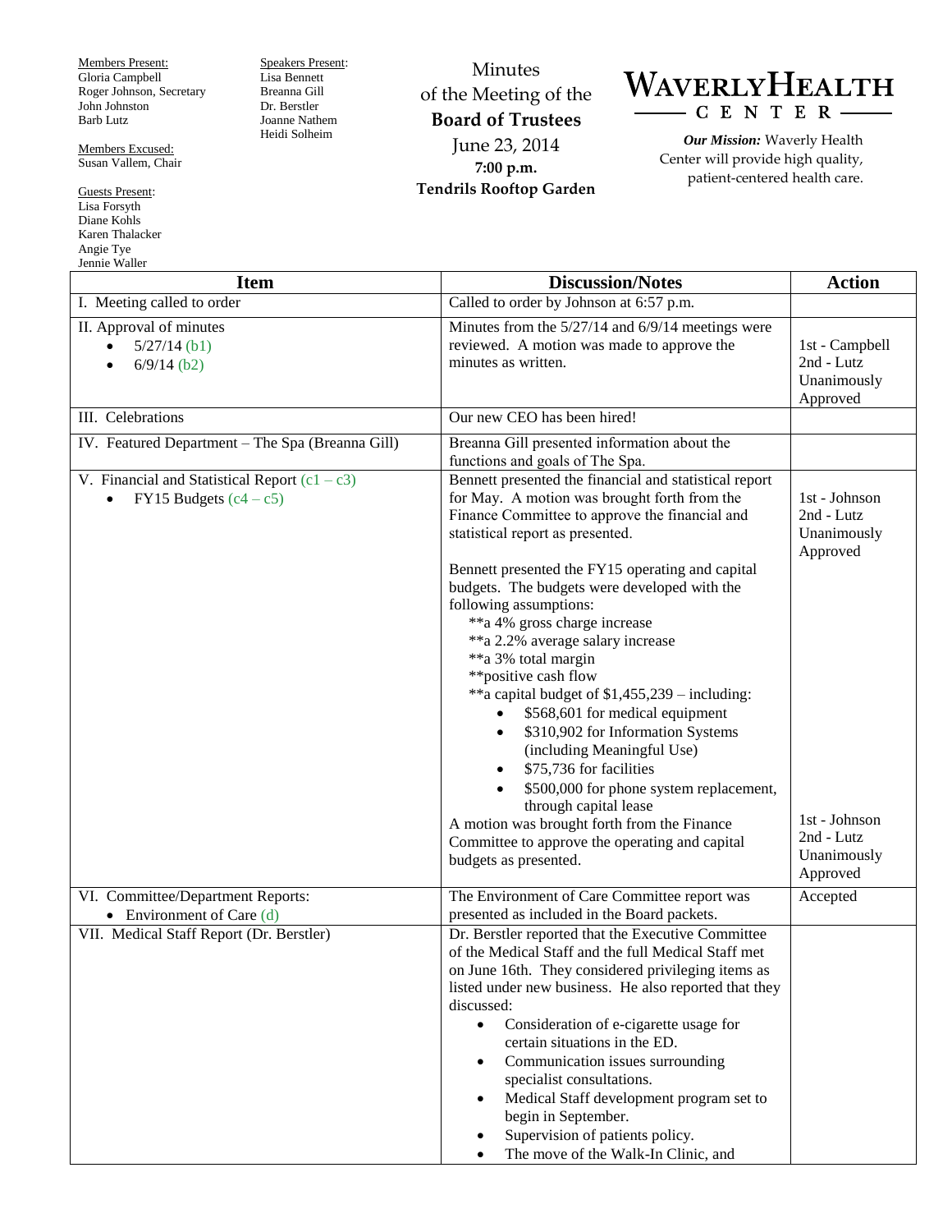Members Present:
Gloria Campbell
Roger Johnson, Secretary
John Johnston
Barb Lutz

Members Excused:
Susan Vallem, Chair

Guests Present:
Lisa Forsyth
Diane Kohls
Karen Thalacker
Angie Tye
Jennie Waller

Speakers Present:
Lisa Bennett
Breanna Gill
Dr. Berstler
Joanne Nathem
Heidi Solheim

# Minutes of the Meeting of the **Board of Trustees**

June 23, 2014
**7:00 p.m.**
**Tendrils Rooftop Garden**

**WAVERLY HEALTH CENTER**

***Our Mission:*** Waverly Health Center will provide high quality, patient-centered health care.

| Item | Discussion/Notes | Action |
|---|---|---|
| I. Meeting called to order | Called to order by Johnson at 6:57 p.m. | |
| II. Approval of minutes<br>• 5/27/14 (b1)<br>• 6/9/14 (b2) | Minutes from the 5/27/14 and 6/9/14 meetings were reviewed. A motion was made to approve the minutes as written. | 1st - Campbell<br>2nd - Lutz<br>Unanimously Approved |
| III. Celebrations | Our new CEO has been hired! | |
| IV. Featured Department – The Spa (Breanna Gill) | Breanna Gill presented information about the functions and goals of The Spa. | |
| V. Financial and Statistical Report (c1 – c3)<br>• FY15 Budgets (c4 – c5) | Bennett presented the financial and statistical report for May. A motion was brought forth from the Finance Committee to approve the financial and statistical report as presented.<br><br>Bennett presented the FY15 operating and capital budgets. The budgets were developed with the following assumptions:<br>**a 4% gross charge increase<br>**a 2.2% average salary increase<br>**a 3% total margin<br>**positive cash flow<br>**a capital budget of $1,455,239 – including:<br>• $568,601 for medical equipment<br>• $310,902 for Information Systems (including Meaningful Use)<br>• $75,736 for facilities<br>• $500,000 for phone system replacement, through capital lease<br>A motion was brought forth from the Finance Committee to approve the operating and capital budgets as presented. | 1st - Johnson<br>2nd - Lutz<br>Unanimously Approved<br><br>1st - Johnson<br>2nd - Lutz<br>Unanimously Approved |
| VI. Committee/Department Reports:<br>• Environment of Care (d) | The Environment of Care Committee report was presented as included in the Board packets. | Accepted |
| VII. Medical Staff Report (Dr. Berstler) | Dr. Berstler reported that the Executive Committee of the Medical Staff and the full Medical Staff met on June 16th. They considered privileging items as listed under new business. He also reported that they discussed:<br>• Consideration of e-cigarette usage for certain situations in the ED.<br>• Communication issues surrounding specialist consultations.<br>• Medical Staff development program set to begin in September.<br>• Supervision of patients policy.<br>• The move of the Walk-In Clinic, and | |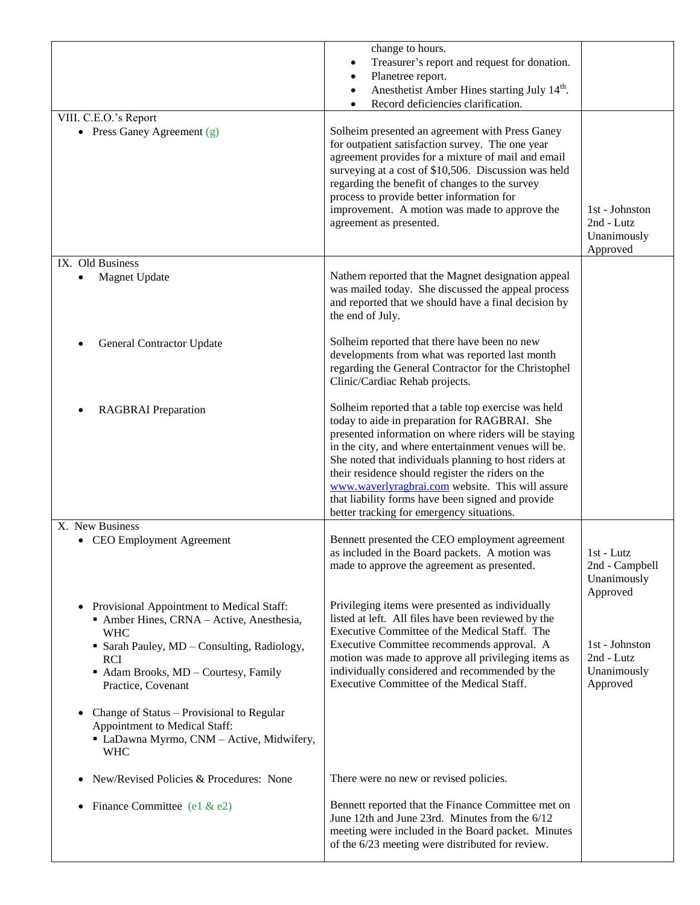| | | |
|---|---|---|
| | change to hours.<br>• Treasurer's report and request for donation.<br>• Planetree report.<br>• Anesthetist Amber Hines starting July 14th.<br>• Record deficiencies clarification. | |
| VIII. C.E.O.'s Report<br>• Press Ganey Agreement (g) | Solheim presented an agreement with Press Ganey for outpatient satisfaction survey. The one year agreement provides for a mixture of mail and email surveying at a cost of $10,506. Discussion was held regarding the benefit of changes to the survey process to provide better information for improvement. A motion was made to approve the agreement as presented. | 1st - Johnston<br>2nd - Lutz<br>Unanimously Approved |
| IX. Old Business<br>• Magnet Update | Nathem reported that the Magnet designation appeal was mailed today. She discussed the appeal process and reported that we should have a final decision by the end of July. | |
| • General Contractor Update | Solheim reported that there have been no new developments from what was reported last month regarding the General Contractor for the Christophel Clinic/Cardiac Rehab projects. | |
| • RAGBRAI Preparation | Solheim reported that a table top exercise was held today to aide in preparation for RAGBRAI. She presented information on where riders will be staying in the city, and where entertainment venues will be. She noted that individuals planning to host riders at their residence should register the riders on the www.waverlyragbrai.com website. This will assure that liability forms have been signed and provide better tracking for emergency situations. | |
| X. New Business<br>• CEO Employment Agreement | Bennett presented the CEO employment agreement as included in the Board packets. A motion was made to approve the agreement as presented. | 1st - Lutz<br>2nd - Campbell<br>Unanimously Approved |
| • Provisional Appointment to Medical Staff:<br>▪ Amber Hines, CRNA – Active, Anesthesia, WHC<br>▪ Sarah Pauley, MD – Consulting, Radiology, RCI<br>▪ Adam Brooks, MD – Courtesy, Family Practice, Covenant<br><br>• Change of Status – Provisional to Regular Appointment to Medical Staff:<br>▪ LaDawna Myrmo, CNM – Active, Midwifery, WHC | Privileging items were presented as individually listed at left. All files have been reviewed by the Executive Committee of the Medical Staff. The Executive Committee recommends approval. A motion was made to approve all privileging items as individually considered and recommended by the Executive Committee of the Medical Staff. | 1st - Johnston<br>2nd - Lutz<br>Unanimously Approved |
| • New/Revised Policies & Procedures: None | There were no new or revised policies. | |
| • Finance Committee (e1 & e2) | Bennett reported that the Finance Committee met on June 12th and June 23rd. Minutes from the 6/12 meeting were included in the Board packet. Minutes of the 6/23 meeting were distributed for review. | |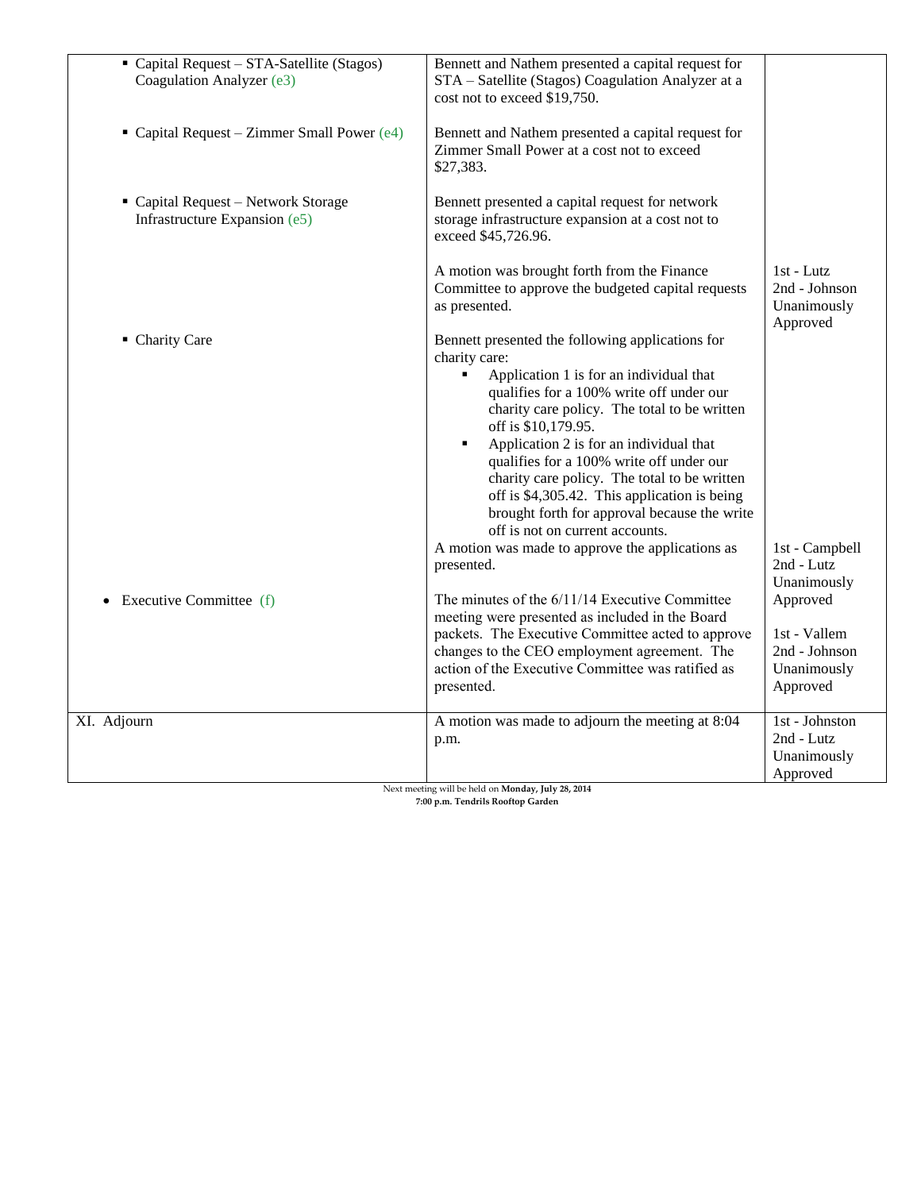| | | |
|---|---|---|
| ▪ Capital Request – STA-Satellite (Stagos) Coagulation Analyzer (e3) | Bennett and Nathem presented a capital request for STA – Satellite (Stagos) Coagulation Analyzer at a cost not to exceed $19,750. | |
| ▪ Capital Request – Zimmer Small Power (e4) | Bennett and Nathem presented a capital request for Zimmer Small Power at a cost not to exceed $27,383. | |
| ▪ Capital Request – Network Storage Infrastructure Expansion (e5) | Bennett presented a capital request for network storage infrastructure expansion at a cost not to exceed $45,726.96. | |
| | A motion was brought forth from the Finance Committee to approve the budgeted capital requests as presented. | 1st - Lutz<br>2nd - Johnson<br>Unanimously Approved |
| ▪ Charity Care | Bennett presented the following applications for charity care:<br>▪ Application 1 is for an individual that qualifies for a 100% write off under our charity care policy. The total to be written off is $10,179.95.<br>▪ Application 2 is for an individual that qualifies for a 100% write off under our charity care policy. The total to be written off is $4,305.42. This application is being brought forth for approval because the write off is not on current accounts.<br>A motion was made to approve the applications as presented. | 1st - Campbell<br>2nd - Lutz<br>Unanimously Approved |
| • Executive Committee (f) | The minutes of the 6/11/14 Executive Committee meeting were presented as included in the Board packets. The Executive Committee acted to approve changes to the CEO employment agreement. The action of the Executive Committee was ratified as presented. | 1st - Vallem<br>2nd - Johnson<br>Unanimously Approved |
| XI. Adjourn | A motion was made to adjourn the meeting at 8:04 p.m. | 1st - Johnston<br>2nd - Lutz<br>Unanimously Approved |

Next meeting will be held on **Monday, July 28, 2014**
**7:00 p.m. Tendrils Rooftop Garden**